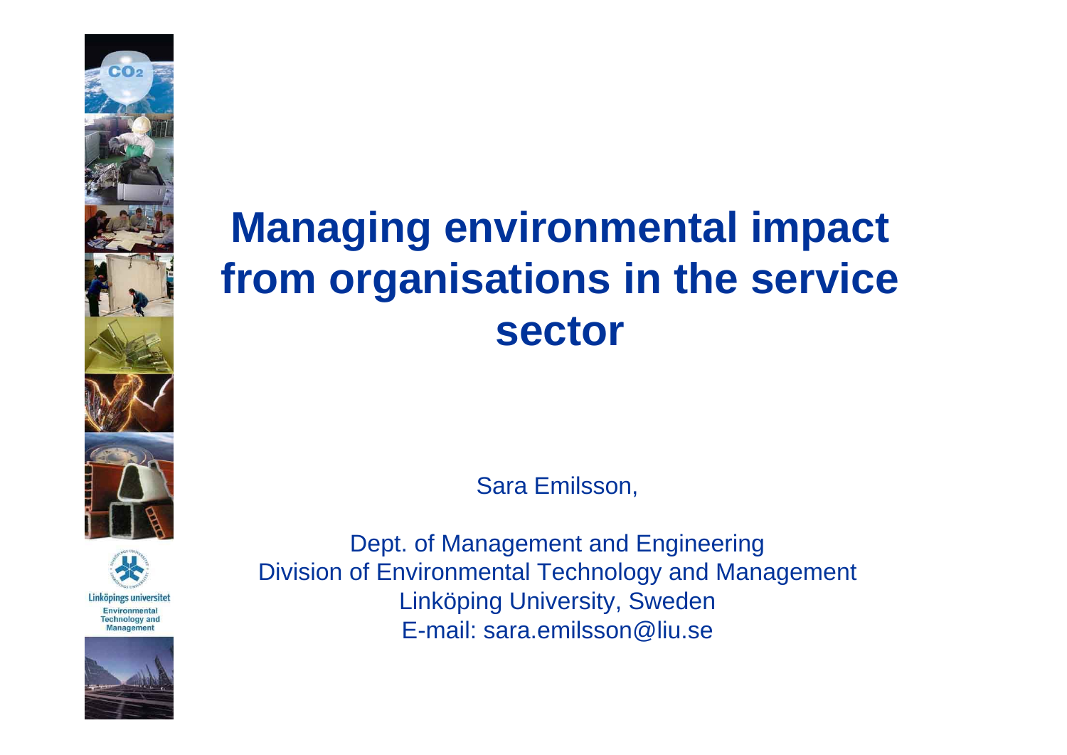# Managing environmental impact from organisations in the service sector

Sara Emilsson,

Dept. of Management and Engineering
Division of Environmental Technology and Management
Linköping University, Sweden
E-mail: sara.emilsson@liu.se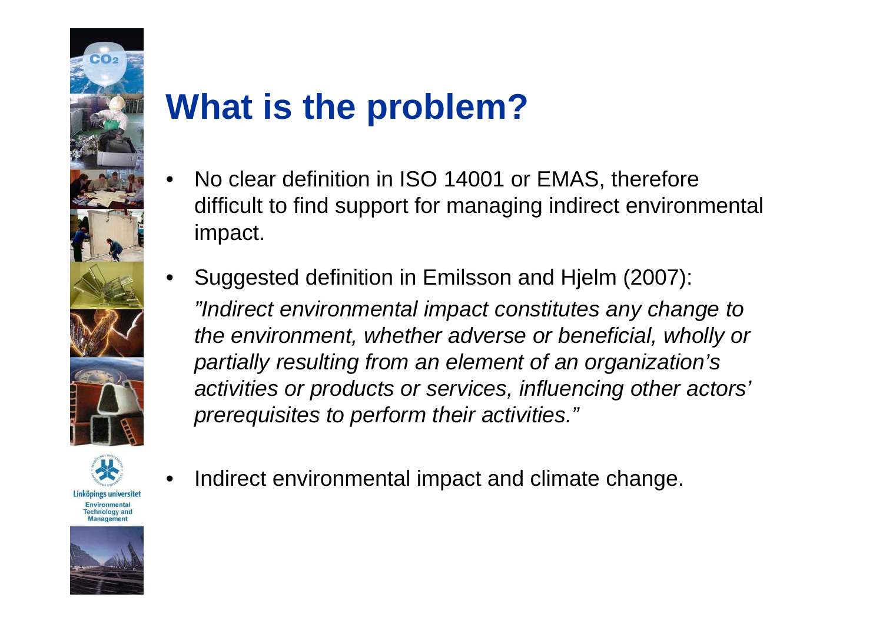# What is the problem?

- No clear definition in ISO 14001 or EMAS, therefore difficult to find support for managing indirect environmental impact.
- Suggested definition in Emilsson and Hjelm (2007):

  *"Indirect environmental impact constitutes any change to the environment, whether adverse or beneficial, wholly or partially resulting from an element of an organization's activities or products or services, influencing other actors' prerequisites to perform their activities."*
- Indirect environmental impact and climate change.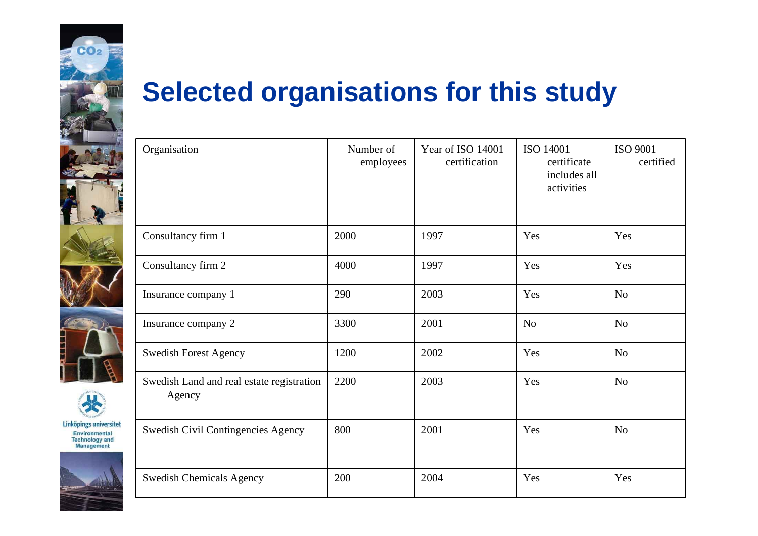# Selected organisations for this study

| Organisation | Number of employees | Year of ISO 14001 certification | ISO 14001 certificate includes all activities | ISO 9001 certified |
|---|---|---|---|---|
| Consultancy firm 1 | 2000 | 1997 | Yes | Yes |
| Consultancy firm 2 | 4000 | 1997 | Yes | Yes |
| Insurance company 1 | 290 | 2003 | Yes | No |
| Insurance company 2 | 3300 | 2001 | No | No |
| Swedish Forest Agency | 1200 | 2002 | Yes | No |
| Swedish Land and real estate registration Agency | 2200 | 2003 | Yes | No |
| Swedish Civil Contingencies Agency | 800 | 2001 | Yes | No |
| Swedish Chemicals Agency | 200 | 2004 | Yes | Yes |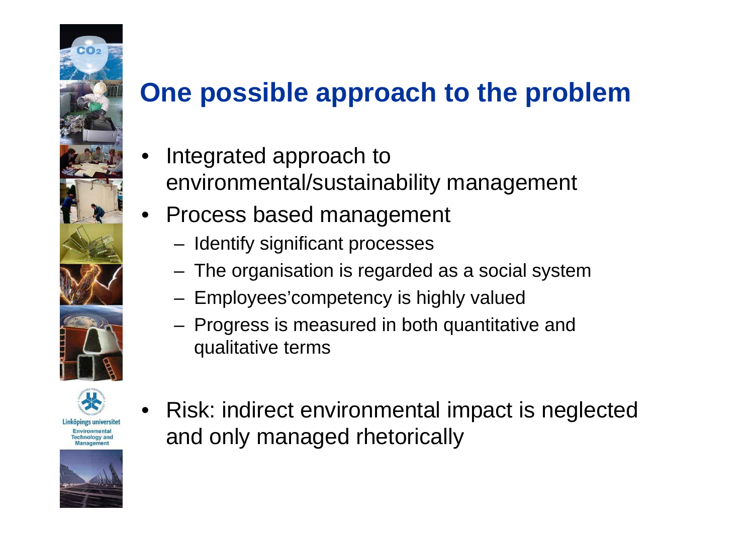# One possible approach to the problem

- Integrated approach to environmental/sustainability management
- Process based management
  - Identify significant processes
  - The organisation is regarded as a social system
  - Employees'competency is highly valued
  - Progress is measured in both quantitative and qualitative terms
- Risk: indirect environmental impact is neglected and only managed rhetorically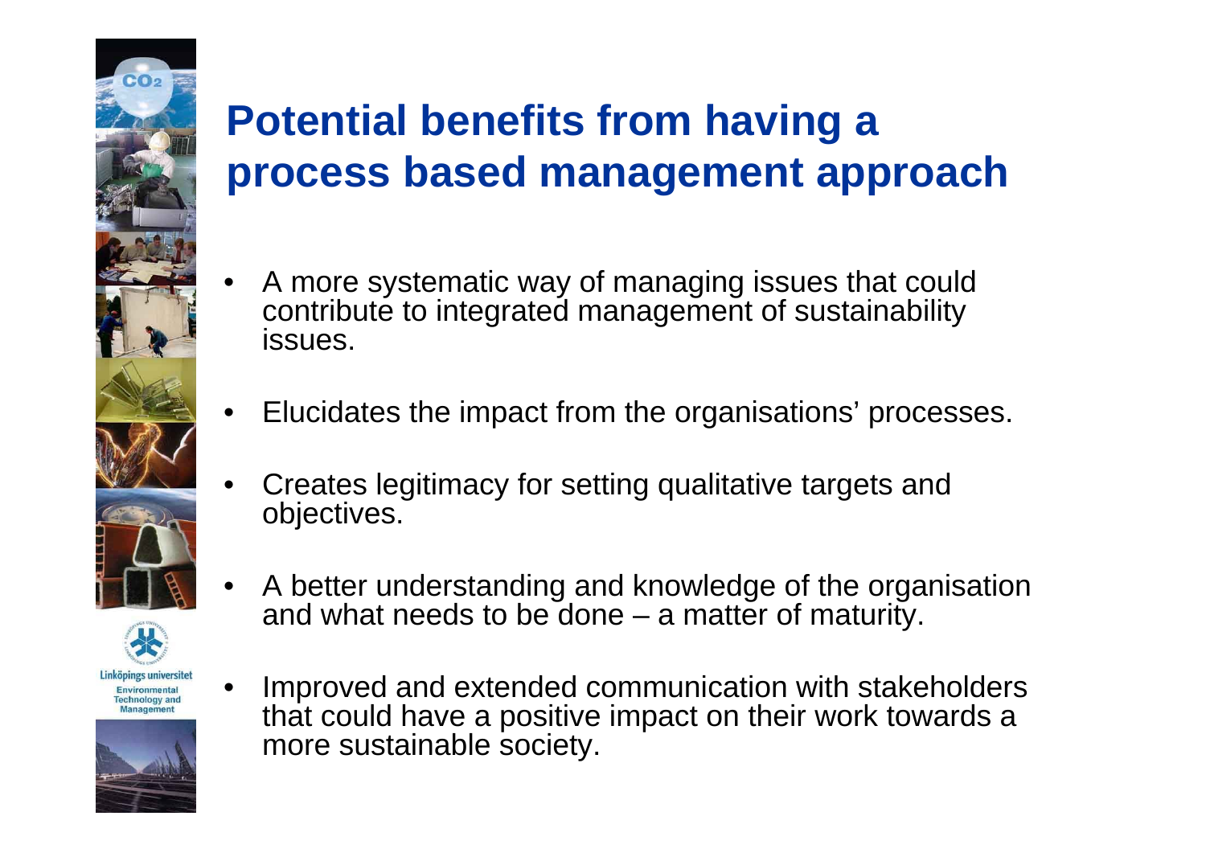# Potential benefits from having a process based management approach

- A more systematic way of managing issues that could contribute to integrated management of sustainability issues.
- Elucidates the impact from the organisations' processes.
- Creates legitimacy for setting qualitative targets and objectives.
- A better understanding and knowledge of the organisation and what needs to be done – a matter of maturity.
- Improved and extended communication with stakeholders that could have a positive impact on their work towards a more sustainable society.